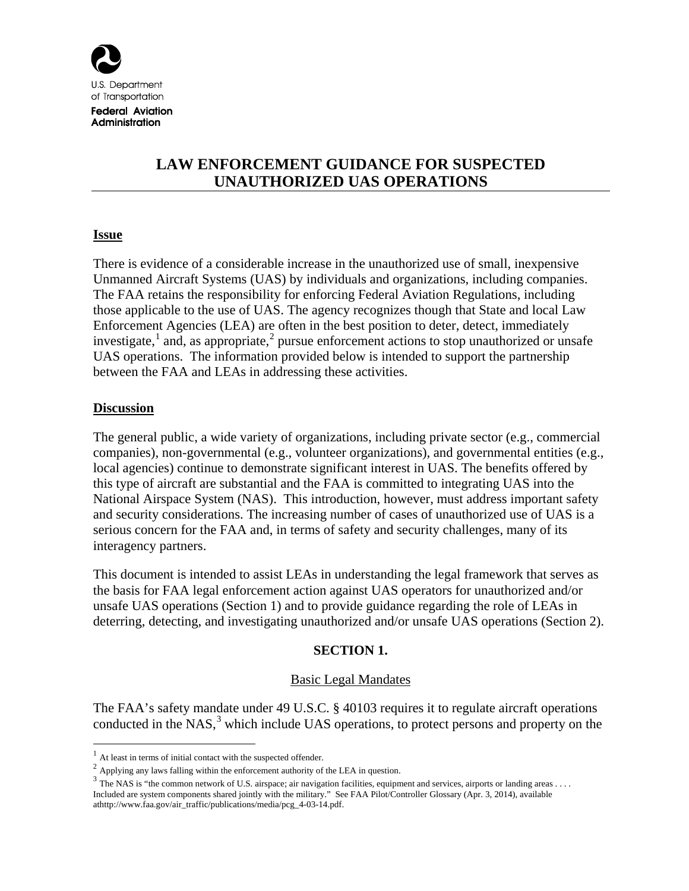U.S. Department of Transportation

Federal Aviation Administration

# LAW ENFORCEMENT GUIDANCE FOR SUSPECTED UNAUTHORIZED UAS OPERATIONS

## Issue

There is evidence of a considerable increase in the unauthorized use of small, inexpensive Unmanned Aircraft Systems (UAS) by individuals and organizations, including companies. The FAA retains the responsibility for enforcing Federal Aviation Regulations, including those applicable to the use of UAS. The agency recognizes though that State and local Law Enforcement Agencies (LEA) are often in the best position to deter, detect, immediately investigate,[1] and, as appropriate,[2] pursue enforcement actions to stop unauthorized or unsafe UAS operations. The information provided below is intended to support the partnership between the FAA and LEAs in addressing these activities.

## Discussion

The general public, a wide variety of organizations, including private sector (e.g., commercial companies), non-governmental (e.g., volunteer organizations), and governmental entities (e.g., local agencies) continue to demonstrate significant interest in UAS. The benefits offered by this type of aircraft are substantial and the FAA is committed to integrating UAS into the National Airspace System (NAS). This introduction, however, must address important safety and security considerations. The increasing number of cases of unauthorized use of UAS is a serious concern for the FAA and, in terms of safety and security challenges, many of its interagency partners.

This document is intended to assist LEAs in understanding the legal framework that serves as the basis for FAA legal enforcement action against UAS operators for unauthorized and/or unsafe UAS operations (Section 1) and to provide guidance regarding the role of LEAs in deterring, detecting, and investigating unauthorized and/or unsafe UAS operations (Section 2).

## SECTION 1.

### Basic Legal Mandates

The FAA's safety mandate under 49 U.S.C. § 40103 requires it to regulate aircraft operations conducted in the NAS,[3] which include UAS operations, to protect persons and property on the

---

[1] At least in terms of initial contact with the suspected offender.

[2] Applying any laws falling within the enforcement authority of the LEA in question.

[3] The NAS is "the common network of U.S. airspace; air navigation facilities, equipment and services, airports or landing areas . . . . Included are system components shared jointly with the military." See FAA Pilot/Controller Glossary (Apr. 3, 2014), available athttp://www.faa.gov/air_traffic/publications/media/pcg_4-03-14.pdf.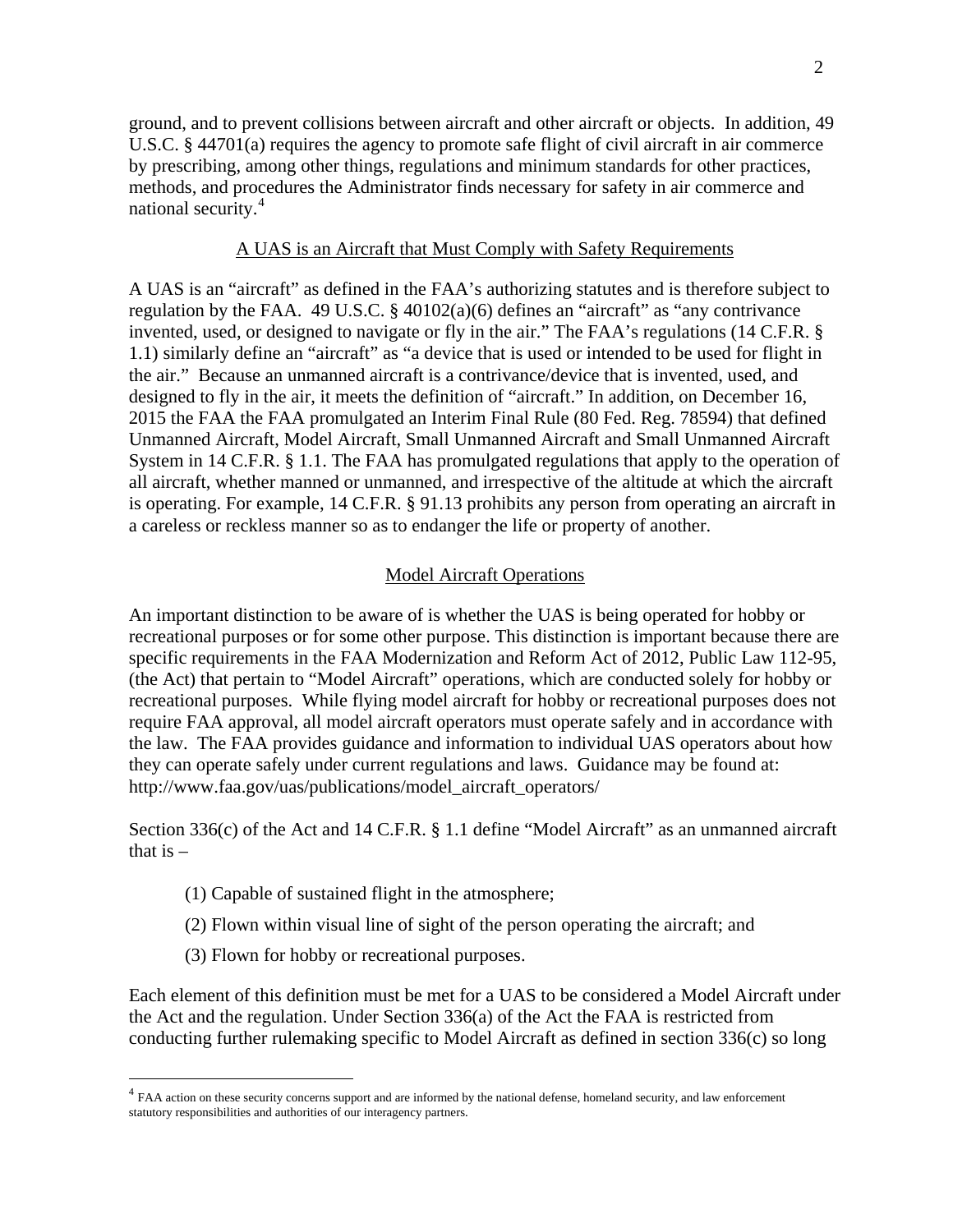ground, and to prevent collisions between aircraft and other aircraft or objects. In addition, 49 U.S.C. § 44701(a) requires the agency to promote safe flight of civil aircraft in air commerce by prescribing, among other things, regulations and minimum standards for other practices, methods, and procedures the Administrator finds necessary for safety in air commerce and national security.[4]

## A UAS is an Aircraft that Must Comply with Safety Requirements

A UAS is an "aircraft" as defined in the FAA's authorizing statutes and is therefore subject to regulation by the FAA. 49 U.S.C. § 40102(a)(6) defines an "aircraft" as "any contrivance invented, used, or designed to navigate or fly in the air." The FAA's regulations (14 C.F.R. § 1.1) similarly define an "aircraft" as "a device that is used or intended to be used for flight in the air." Because an unmanned aircraft is a contrivance/device that is invented, used, and designed to fly in the air, it meets the definition of "aircraft." In addition, on December 16, 2015 the FAA the FAA promulgated an Interim Final Rule (80 Fed. Reg. 78594) that defined Unmanned Aircraft, Model Aircraft, Small Unmanned Aircraft and Small Unmanned Aircraft System in 14 C.F.R. § 1.1. The FAA has promulgated regulations that apply to the operation of all aircraft, whether manned or unmanned, and irrespective of the altitude at which the aircraft is operating. For example, 14 C.F.R. § 91.13 prohibits any person from operating an aircraft in a careless or reckless manner so as to endanger the life or property of another.

## Model Aircraft Operations

An important distinction to be aware of is whether the UAS is being operated for hobby or recreational purposes or for some other purpose. This distinction is important because there are specific requirements in the FAA Modernization and Reform Act of 2012, Public Law 112-95, (the Act) that pertain to "Model Aircraft" operations, which are conducted solely for hobby or recreational purposes. While flying model aircraft for hobby or recreational purposes does not require FAA approval, all model aircraft operators must operate safely and in accordance with the law. The FAA provides guidance and information to individual UAS operators about how they can operate safely under current regulations and laws. Guidance may be found at: http://www.faa.gov/uas/publications/model_aircraft_operators/

Section 336(c) of the Act and 14 C.F.R. § 1.1 define "Model Aircraft" as an unmanned aircraft that is –

(1) Capable of sustained flight in the atmosphere;

(2) Flown within visual line of sight of the person operating the aircraft; and

(3) Flown for hobby or recreational purposes.

Each element of this definition must be met for a UAS to be considered a Model Aircraft under the Act and the regulation. Under Section 336(a) of the Act the FAA is restricted from conducting further rulemaking specific to Model Aircraft as defined in section 336(c) so long

---

[4] FAA action on these security concerns support and are informed by the national defense, homeland security, and law enforcement statutory responsibilities and authorities of our interagency partners.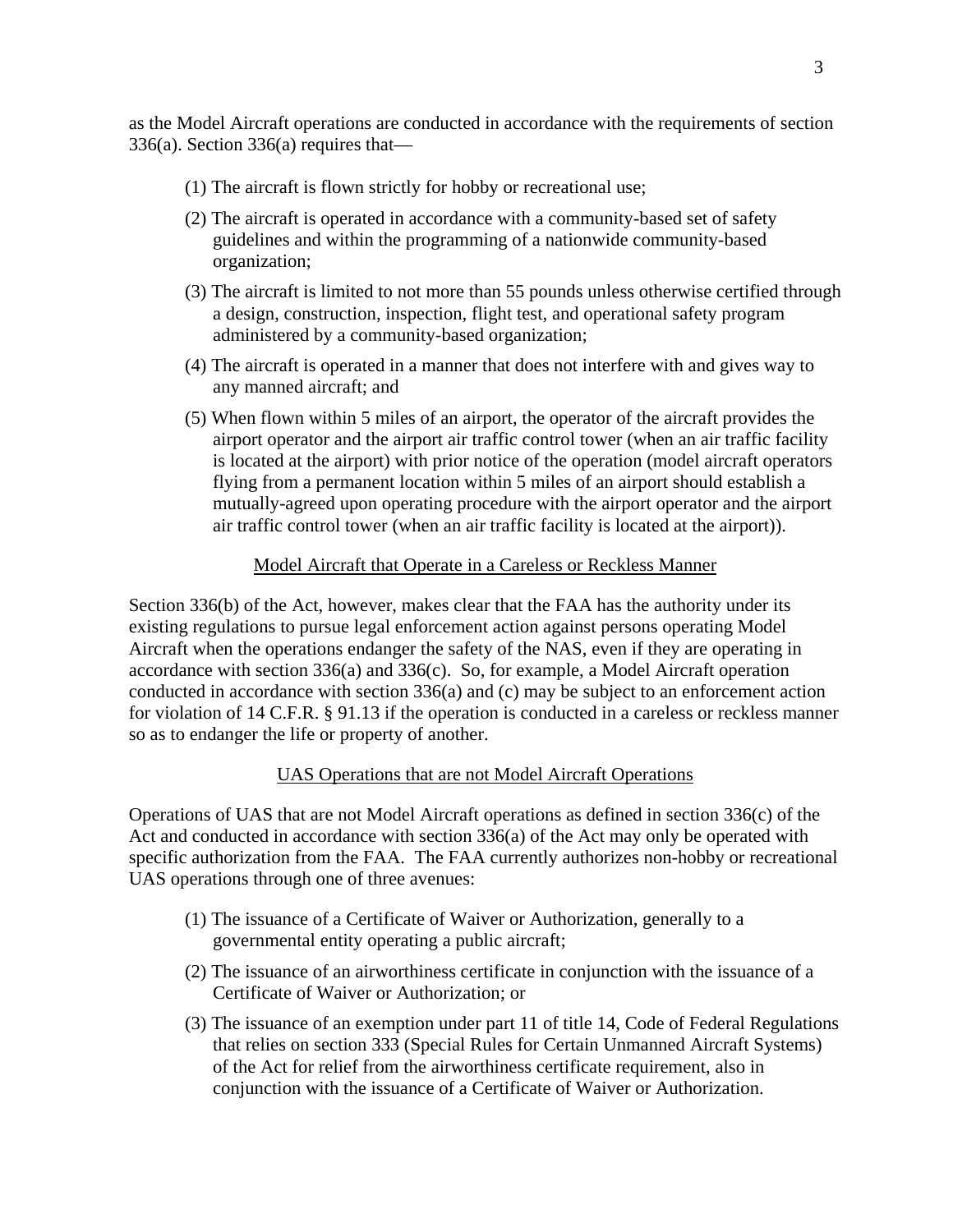as the Model Aircraft operations are conducted in accordance with the requirements of section 336(a). Section 336(a) requires that—

(1) The aircraft is flown strictly for hobby or recreational use;

(2) The aircraft is operated in accordance with a community-based set of safety guidelines and within the programming of a nationwide community-based organization;

(3) The aircraft is limited to not more than 55 pounds unless otherwise certified through a design, construction, inspection, flight test, and operational safety program administered by a community-based organization;

(4) The aircraft is operated in a manner that does not interfere with and gives way to any manned aircraft; and

(5) When flown within 5 miles of an airport, the operator of the aircraft provides the airport operator and the airport air traffic control tower (when an air traffic facility is located at the airport) with prior notice of the operation (model aircraft operators flying from a permanent location within 5 miles of an airport should establish a mutually-agreed upon operating procedure with the airport operator and the airport air traffic control tower (when an air traffic facility is located at the airport)).

## Model Aircraft that Operate in a Careless or Reckless Manner

Section 336(b) of the Act, however, makes clear that the FAA has the authority under its existing regulations to pursue legal enforcement action against persons operating Model Aircraft when the operations endanger the safety of the NAS, even if they are operating in accordance with section 336(a) and 336(c). So, for example, a Model Aircraft operation conducted in accordance with section 336(a) and (c) may be subject to an enforcement action for violation of 14 C.F.R. § 91.13 if the operation is conducted in a careless or reckless manner so as to endanger the life or property of another.

## UAS Operations that are not Model Aircraft Operations

Operations of UAS that are not Model Aircraft operations as defined in section 336(c) of the Act and conducted in accordance with section 336(a) of the Act may only be operated with specific authorization from the FAA. The FAA currently authorizes non-hobby or recreational UAS operations through one of three avenues:

(1) The issuance of a Certificate of Waiver or Authorization, generally to a governmental entity operating a public aircraft;

(2) The issuance of an airworthiness certificate in conjunction with the issuance of a Certificate of Waiver or Authorization; or

(3) The issuance of an exemption under part 11 of title 14, Code of Federal Regulations that relies on section 333 (Special Rules for Certain Unmanned Aircraft Systems) of the Act for relief from the airworthiness certificate requirement, also in conjunction with the issuance of a Certificate of Waiver or Authorization.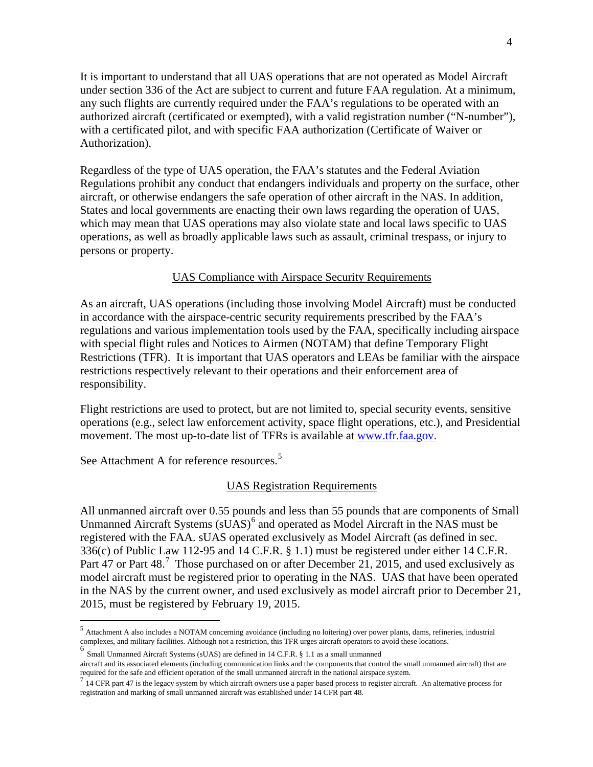It is important to understand that all UAS operations that are not operated as Model Aircraft under section 336 of the Act are subject to current and future FAA regulation. At a minimum, any such flights are currently required under the FAA's regulations to be operated with an authorized aircraft (certificated or exempted), with a valid registration number ("N-number"), with a certificated pilot, and with specific FAA authorization (Certificate of Waiver or Authorization).

Regardless of the type of UAS operation, the FAA's statutes and the Federal Aviation Regulations prohibit any conduct that endangers individuals and property on the surface, other aircraft, or otherwise endangers the safe operation of other aircraft in the NAS. In addition, States and local governments are enacting their own laws regarding the operation of UAS, which may mean that UAS operations may also violate state and local laws specific to UAS operations, as well as broadly applicable laws such as assault, criminal trespass, or injury to persons or property.

## UAS Compliance with Airspace Security Requirements

As an aircraft, UAS operations (including those involving Model Aircraft) must be conducted in accordance with the airspace-centric security requirements prescribed by the FAA's regulations and various implementation tools used by the FAA, specifically including airspace with special flight rules and Notices to Airmen (NOTAM) that define Temporary Flight Restrictions (TFR). It is important that UAS operators and LEAs be familiar with the airspace restrictions respectively relevant to their operations and their enforcement area of responsibility.

Flight restrictions are used to protect, but are not limited to, special security events, sensitive operations (e.g., select law enforcement activity, space flight operations, etc.), and Presidential movement. The most up-to-date list of TFRs is available at www.tfr.faa.gov.

See Attachment A for reference resources.[5]

## UAS Registration Requirements

All unmanned aircraft over 0.55 pounds and less than 55 pounds that are components of Small Unmanned Aircraft Systems (sUAS)[6] and operated as Model Aircraft in the NAS must be registered with the FAA. sUAS operated exclusively as Model Aircraft (as defined in sec. 336(c) of Public Law 112-95 and 14 C.F.R. § 1.1) must be registered under either 14 C.F.R. Part 47 or Part 48.[7] Those purchased on or after December 21, 2015, and used exclusively as model aircraft must be registered prior to operating in the NAS. UAS that have been operated in the NAS by the current owner, and used exclusively as model aircraft prior to December 21, 2015, must be registered by February 19, 2015.

---

[5] Attachment A also includes a NOTAM concerning avoidance (including no loitering) over power plants, dams, refineries, industrial complexes, and military facilities. Although not a restriction, this TFR urges aircraft operators to avoid these locations.

[6] Small Unmanned Aircraft Systems (sUAS) are defined in 14 C.F.R. § 1.1 as a small unmanned aircraft and its associated elements (including communication links and the components that control the small unmanned aircraft) that are required for the safe and efficient operation of the small unmanned aircraft in the national airspace system.

[7] 14 CFR part 47 is the legacy system by which aircraft owners use a paper based process to register aircraft. An alternative process for registration and marking of small unmanned aircraft was established under 14 CFR part 48.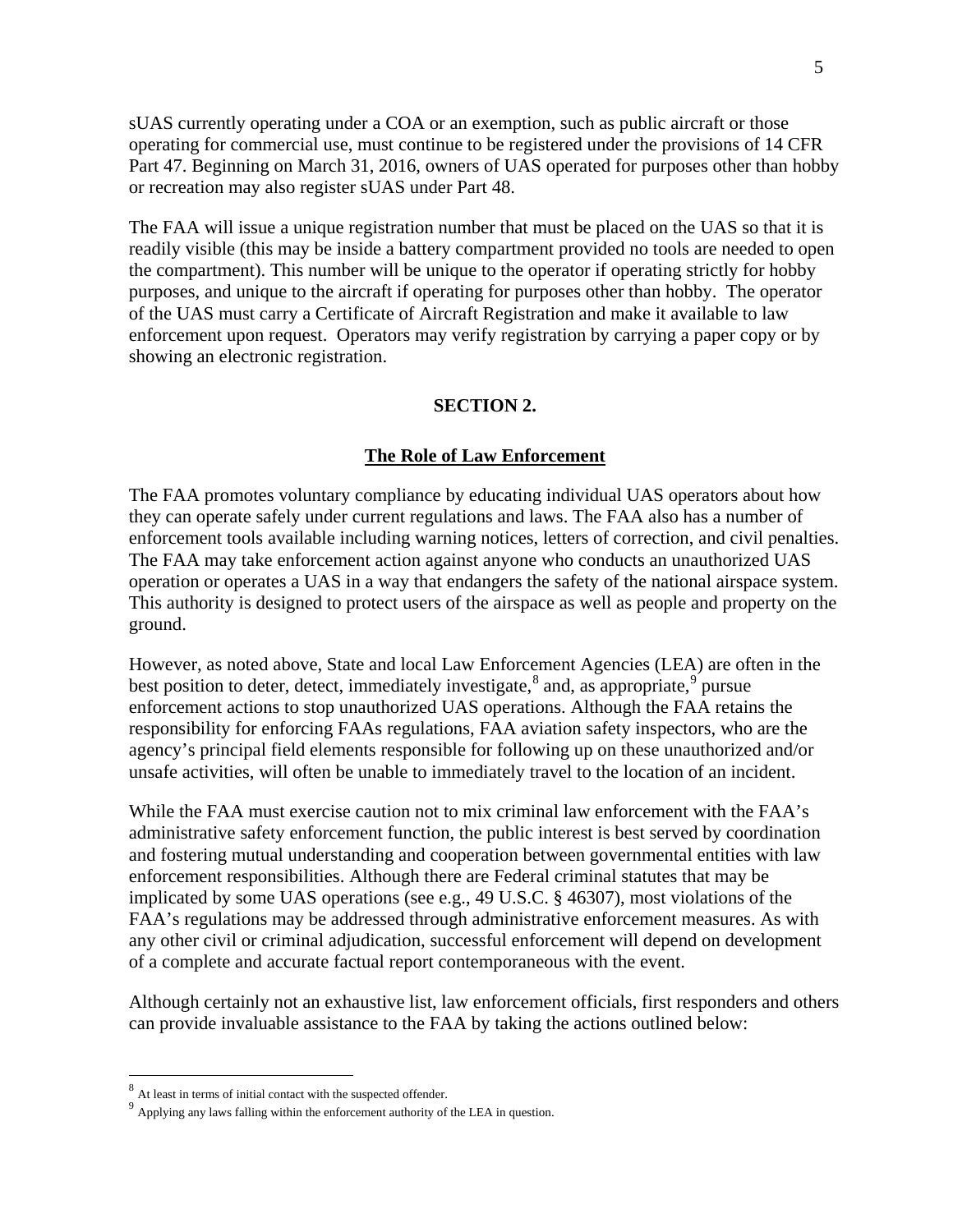sUAS currently operating under a COA or an exemption, such as public aircraft or those operating for commercial use, must continue to be registered under the provisions of 14 CFR Part 47. Beginning on March 31, 2016, owners of UAS operated for purposes other than hobby or recreation may also register sUAS under Part 48.

The FAA will issue a unique registration number that must be placed on the UAS so that it is readily visible (this may be inside a battery compartment provided no tools are needed to open the compartment). This number will be unique to the operator if operating strictly for hobby purposes, and unique to the aircraft if operating for purposes other than hobby. The operator of the UAS must carry a Certificate of Aircraft Registration and make it available to law enforcement upon request. Operators may verify registration by carrying a paper copy or by showing an electronic registration.

## SECTION 2.

### The Role of Law Enforcement

The FAA promotes voluntary compliance by educating individual UAS operators about how they can operate safely under current regulations and laws. The FAA also has a number of enforcement tools available including warning notices, letters of correction, and civil penalties. The FAA may take enforcement action against anyone who conducts an unauthorized UAS operation or operates a UAS in a way that endangers the safety of the national airspace system. This authority is designed to protect users of the airspace as well as people and property on the ground.

However, as noted above, State and local Law Enforcement Agencies (LEA) are often in the best position to deter, detect, immediately investigate,[8] and, as appropriate,[9] pursue enforcement actions to stop unauthorized UAS operations. Although the FAA retains the responsibility for enforcing FAAs regulations, FAA aviation safety inspectors, who are the agency's principal field elements responsible for following up on these unauthorized and/or unsafe activities, will often be unable to immediately travel to the location of an incident.

While the FAA must exercise caution not to mix criminal law enforcement with the FAA's administrative safety enforcement function, the public interest is best served by coordination and fostering mutual understanding and cooperation between governmental entities with law enforcement responsibilities. Although there are Federal criminal statutes that may be implicated by some UAS operations (see e.g., 49 U.S.C. § 46307), most violations of the FAA's regulations may be addressed through administrative enforcement measures. As with any other civil or criminal adjudication, successful enforcement will depend on development of a complete and accurate factual report contemporaneous with the event.

Although certainly not an exhaustive list, law enforcement officials, first responders and others can provide invaluable assistance to the FAA by taking the actions outlined below:

---

[8] At least in terms of initial contact with the suspected offender.

[9] Applying any laws falling within the enforcement authority of the LEA in question.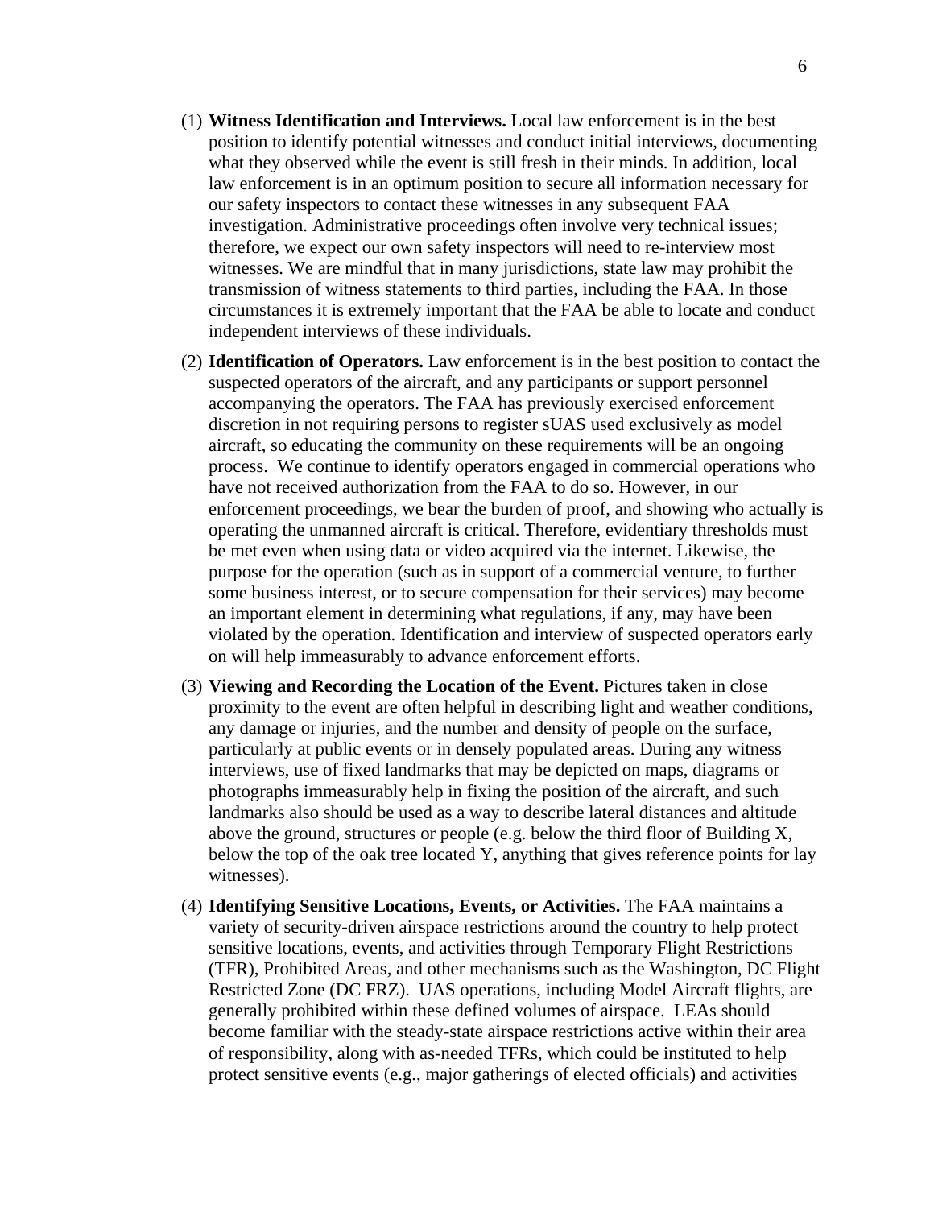(1) **Witness Identification and Interviews.** Local law enforcement is in the best position to identify potential witnesses and conduct initial interviews, documenting what they observed while the event is still fresh in their minds. In addition, local law enforcement is in an optimum position to secure all information necessary for our safety inspectors to contact these witnesses in any subsequent FAA investigation. Administrative proceedings often involve very technical issues; therefore, we expect our own safety inspectors will need to re-interview most witnesses. We are mindful that in many jurisdictions, state law may prohibit the transmission of witness statements to third parties, including the FAA. In those circumstances it is extremely important that the FAA be able to locate and conduct independent interviews of these individuals.

(2) **Identification of Operators.** Law enforcement is in the best position to contact the suspected operators of the aircraft, and any participants or support personnel accompanying the operators. The FAA has previously exercised enforcement discretion in not requiring persons to register sUAS used exclusively as model aircraft, so educating the community on these requirements will be an ongoing process. We continue to identify operators engaged in commercial operations who have not received authorization from the FAA to do so. However, in our enforcement proceedings, we bear the burden of proof, and showing who actually is operating the unmanned aircraft is critical. Therefore, evidentiary thresholds must be met even when using data or video acquired via the internet. Likewise, the purpose for the operation (such as in support of a commercial venture, to further some business interest, or to secure compensation for their services) may become an important element in determining what regulations, if any, may have been violated by the operation. Identification and interview of suspected operators early on will help immeasurably to advance enforcement efforts.

(3) **Viewing and Recording the Location of the Event.** Pictures taken in close proximity to the event are often helpful in describing light and weather conditions, any damage or injuries, and the number and density of people on the surface, particularly at public events or in densely populated areas. During any witness interviews, use of fixed landmarks that may be depicted on maps, diagrams or photographs immeasurably help in fixing the position of the aircraft, and such landmarks also should be used as a way to describe lateral distances and altitude above the ground, structures or people (e.g. below the third floor of Building X, below the top of the oak tree located Y, anything that gives reference points for lay witnesses).

(4) **Identifying Sensitive Locations, Events, or Activities.** The FAA maintains a variety of security-driven airspace restrictions around the country to help protect sensitive locations, events, and activities through Temporary Flight Restrictions (TFR), Prohibited Areas, and other mechanisms such as the Washington, DC Flight Restricted Zone (DC FRZ). UAS operations, including Model Aircraft flights, are generally prohibited within these defined volumes of airspace. LEAs should become familiar with the steady-state airspace restrictions active within their area of responsibility, along with as-needed TFRs, which could be instituted to help protect sensitive events (e.g., major gatherings of elected officials) and activities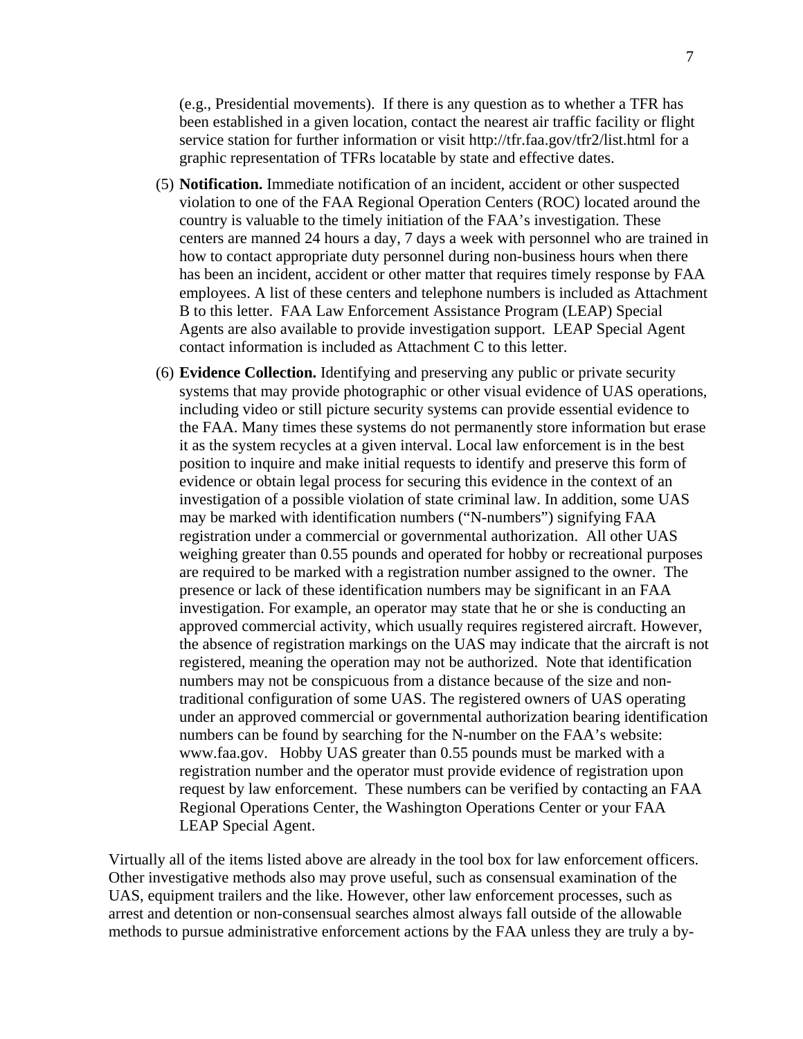(e.g., Presidential movements). If there is any question as to whether a TFR has been established in a given location, contact the nearest air traffic facility or flight service station for further information or visit http://tfr.faa.gov/tfr2/list.html for a graphic representation of TFRs locatable by state and effective dates.

(5) **Notification.** Immediate notification of an incident, accident or other suspected violation to one of the FAA Regional Operation Centers (ROC) located around the country is valuable to the timely initiation of the FAA's investigation. These centers are manned 24 hours a day, 7 days a week with personnel who are trained in how to contact appropriate duty personnel during non-business hours when there has been an incident, accident or other matter that requires timely response by FAA employees. A list of these centers and telephone numbers is included as Attachment B to this letter. FAA Law Enforcement Assistance Program (LEAP) Special Agents are also available to provide investigation support. LEAP Special Agent contact information is included as Attachment C to this letter.

(6) **Evidence Collection.** Identifying and preserving any public or private security systems that may provide photographic or other visual evidence of UAS operations, including video or still picture security systems can provide essential evidence to the FAA. Many times these systems do not permanently store information but erase it as the system recycles at a given interval. Local law enforcement is in the best position to inquire and make initial requests to identify and preserve this form of evidence or obtain legal process for securing this evidence in the context of an investigation of a possible violation of state criminal law. In addition, some UAS may be marked with identification numbers ("N-numbers") signifying FAA registration under a commercial or governmental authorization. All other UAS weighing greater than 0.55 pounds and operated for hobby or recreational purposes are required to be marked with a registration number assigned to the owner. The presence or lack of these identification numbers may be significant in an FAA investigation. For example, an operator may state that he or she is conducting an approved commercial activity, which usually requires registered aircraft. However, the absence of registration markings on the UAS may indicate that the aircraft is not registered, meaning the operation may not be authorized. Note that identification numbers may not be conspicuous from a distance because of the size and non-traditional configuration of some UAS. The registered owners of UAS operating under an approved commercial or governmental authorization bearing identification numbers can be found by searching for the N-number on the FAA's website: www.faa.gov. Hobby UAS greater than 0.55 pounds must be marked with a registration number and the operator must provide evidence of registration upon request by law enforcement. These numbers can be verified by contacting an FAA Regional Operations Center, the Washington Operations Center or your FAA LEAP Special Agent.

Virtually all of the items listed above are already in the tool box for law enforcement officers. Other investigative methods also may prove useful, such as consensual examination of the UAS, equipment trailers and the like. However, other law enforcement processes, such as arrest and detention or non-consensual searches almost always fall outside of the allowable methods to pursue administrative enforcement actions by the FAA unless they are truly a by-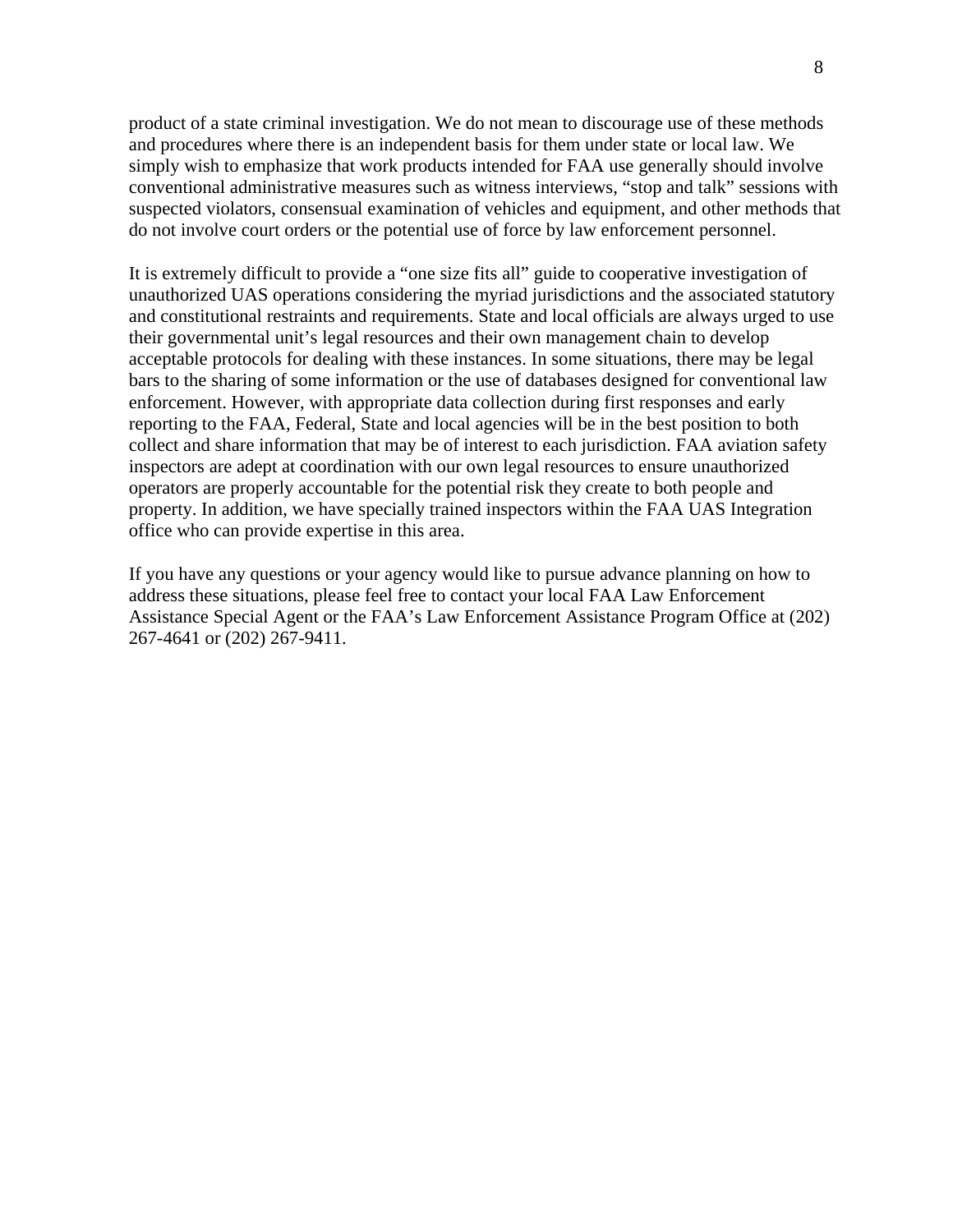product of a state criminal investigation. We do not mean to discourage use of these methods and procedures where there is an independent basis for them under state or local law. We simply wish to emphasize that work products intended for FAA use generally should involve conventional administrative measures such as witness interviews, "stop and talk" sessions with suspected violators, consensual examination of vehicles and equipment, and other methods that do not involve court orders or the potential use of force by law enforcement personnel.

It is extremely difficult to provide a "one size fits all" guide to cooperative investigation of unauthorized UAS operations considering the myriad jurisdictions and the associated statutory and constitutional restraints and requirements. State and local officials are always urged to use their governmental unit's legal resources and their own management chain to develop acceptable protocols for dealing with these instances. In some situations, there may be legal bars to the sharing of some information or the use of databases designed for conventional law enforcement. However, with appropriate data collection during first responses and early reporting to the FAA, Federal, State and local agencies will be in the best position to both collect and share information that may be of interest to each jurisdiction. FAA aviation safety inspectors are adept at coordination with our own legal resources to ensure unauthorized operators are properly accountable for the potential risk they create to both people and property. In addition, we have specially trained inspectors within the FAA UAS Integration office who can provide expertise in this area.

If you have any questions or your agency would like to pursue advance planning on how to address these situations, please feel free to contact your local FAA Law Enforcement Assistance Special Agent or the FAA's Law Enforcement Assistance Program Office at (202) 267-4641 or (202) 267-9411.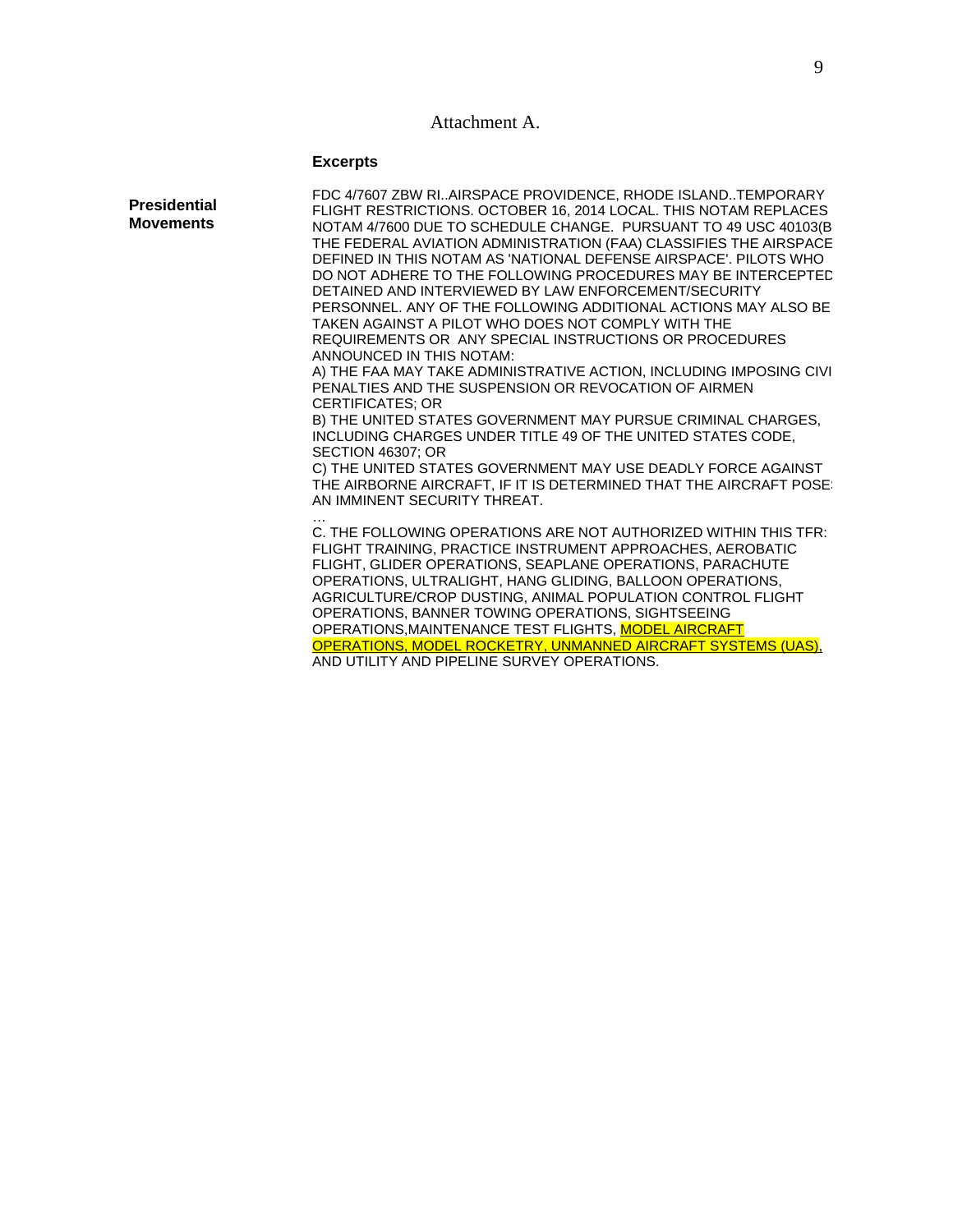Attachment A.

**Excerpts**

| **Presidential Movements** | FDC 4/7607 ZBW RI..AIRSPACE PROVIDENCE, RHODE ISLAND..TEMPORARY FLIGHT RESTRICTIONS. OCTOBER 16, 2014 LOCAL. THIS NOTAM REPLACES NOTAM 4/7600 DUE TO SCHEDULE CHANGE. PURSUANT TO 49 USC 40103(B THE FEDERAL AVIATION ADMINISTRATION (FAA) CLASSIFIES THE AIRSPACE DEFINED IN THIS NOTAM AS 'NATIONAL DEFENSE AIRSPACE'. PILOTS WHO DO NOT ADHERE TO THE FOLLOWING PROCEDURES MAY BE INTERCEPTED DETAINED AND INTERVIEWED BY LAW ENFORCEMENT/SECURITY PERSONNEL. ANY OF THE FOLLOWING ADDITIONAL ACTIONS MAY ALSO BE TAKEN AGAINST A PILOT WHO DOES NOT COMPLY WITH THE REQUIREMENTS OR ANY SPECIAL INSTRUCTIONS OR PROCEDURES ANNOUNCED IN THIS NOTAM:<br>A) THE FAA MAY TAKE ADMINISTRATIVE ACTION, INCLUDING IMPOSING CIVI PENALTIES AND THE SUSPENSION OR REVOCATION OF AIRMEN CERTIFICATES; OR<br>B) THE UNITED STATES GOVERNMENT MAY PURSUE CRIMINAL CHARGES, INCLUDING CHARGES UNDER TITLE 49 OF THE UNITED STATES CODE, SECTION 46307; OR<br>C) THE UNITED STATES GOVERNMENT MAY USE DEADLY FORCE AGAINST THE AIRBORNE AIRCRAFT, IF IT IS DETERMINED THAT THE AIRCRAFT POSES AN IMMINENT SECURITY THREAT.<br>…<br>C. THE FOLLOWING OPERATIONS ARE NOT AUTHORIZED WITHIN THIS TFR: FLIGHT TRAINING, PRACTICE INSTRUMENT APPROACHES, AEROBATIC FLIGHT, GLIDER OPERATIONS, SEAPLANE OPERATIONS, PARACHUTE OPERATIONS, ULTRALIGHT, HANG GLIDING, BALLOON OPERATIONS, AGRICULTURE/CROP DUSTING, ANIMAL POPULATION CONTROL FLIGHT OPERATIONS, BANNER TOWING OPERATIONS, SIGHTSEEING OPERATIONS,MAINTENANCE TEST FLIGHTS, MODEL AIRCRAFT OPERATIONS, MODEL ROCKETRY, UNMANNED AIRCRAFT SYSTEMS (UAS), AND UTILITY AND PIPELINE SURVEY OPERATIONS. |
| --- | --- |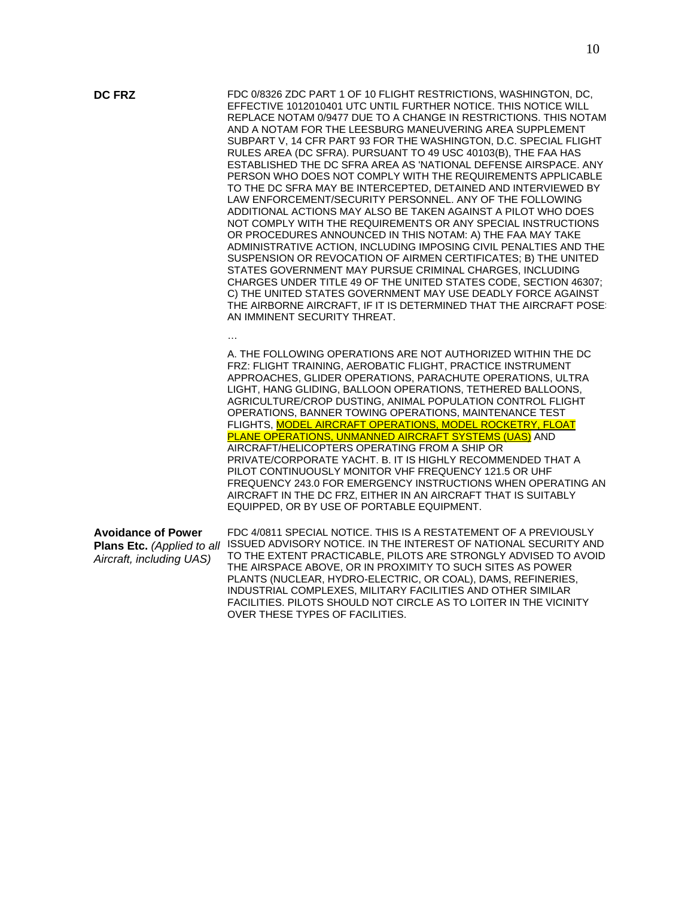**DC FRZ**

FDC 0/8326 ZDC PART 1 OF 10 FLIGHT RESTRICTIONS, WASHINGTON, DC, EFFECTIVE 1012010401 UTC UNTIL FURTHER NOTICE. THIS NOTICE WILL REPLACE NOTAM 0/9477 DUE TO A CHANGE IN RESTRICTIONS. THIS NOTAM AND A NOTAM FOR THE LEESBURG MANEUVERING AREA SUPPLEMENT SUBPART V, 14 CFR PART 93 FOR THE WASHINGTON, D.C. SPECIAL FLIGHT RULES AREA (DC SFRA). PURSUANT TO 49 USC 40103(B), THE FAA HAS ESTABLISHED THE DC SFRA AREA AS 'NATIONAL DEFENSE AIRSPACE. ANY PERSON WHO DOES NOT COMPLY WITH THE REQUIREMENTS APPLICABLE TO THE DC SFRA MAY BE INTERCEPTED, DETAINED AND INTERVIEWED BY LAW ENFORCEMENT/SECURITY PERSONNEL. ANY OF THE FOLLOWING ADDITIONAL ACTIONS MAY ALSO BE TAKEN AGAINST A PILOT WHO DOES NOT COMPLY WITH THE REQUIREMENTS OR ANY SPECIAL INSTRUCTIONS OR PROCEDURES ANNOUNCED IN THIS NOTAM: A) THE FAA MAY TAKE ADMINISTRATIVE ACTION, INCLUDING IMPOSING CIVIL PENALTIES AND THE SUSPENSION OR REVOCATION OF AIRMEN CERTIFICATES; B) THE UNITED STATES GOVERNMENT MAY PURSUE CRIMINAL CHARGES, INCLUDING CHARGES UNDER TITLE 49 OF THE UNITED STATES CODE, SECTION 46307; C) THE UNITED STATES GOVERNMENT MAY USE DEADLY FORCE AGAINST THE AIRBORNE AIRCRAFT, IF IT IS DETERMINED THAT THE AIRCRAFT POSES AN IMMINENT SECURITY THREAT.

…

A. THE FOLLOWING OPERATIONS ARE NOT AUTHORIZED WITHIN THE DC FRZ: FLIGHT TRAINING, AEROBATIC FLIGHT, PRACTICE INSTRUMENT APPROACHES, GLIDER OPERATIONS, PARACHUTE OPERATIONS, ULTRA LIGHT, HANG GLIDING, BALLOON OPERATIONS, TETHERED BALLOONS, AGRICULTURE/CROP DUSTING, ANIMAL POPULATION CONTROL FLIGHT OPERATIONS, BANNER TOWING OPERATIONS, MAINTENANCE TEST FLIGHTS, MODEL AIRCRAFT OPERATIONS, MODEL ROCKETRY, FLOAT PLANE OPERATIONS, UNMANNED AIRCRAFT SYSTEMS (UAS) AND AIRCRAFT/HELICOPTERS OPERATING FROM A SHIP OR PRIVATE/CORPORATE YACHT. B. IT IS HIGHLY RECOMMENDED THAT A PILOT CONTINUOUSLY MONITOR VHF FREQUENCY 121.5 OR UHF FREQUENCY 243.0 FOR EMERGENCY INSTRUCTIONS WHEN OPERATING AN AIRCRAFT IN THE DC FRZ, EITHER IN AN AIRCRAFT THAT IS SUITABLY EQUIPPED, OR BY USE OF PORTABLE EQUIPMENT.

**Avoidance of Power Plans Etc.** *(Applied to all Aircraft, including UAS)*

FDC 4/0811 SPECIAL NOTICE. THIS IS A RESTATEMENT OF A PREVIOUSLY ISSUED ADVISORY NOTICE. IN THE INTEREST OF NATIONAL SECURITY AND TO THE EXTENT PRACTICABLE, PILOTS ARE STRONGLY ADVISED TO AVOID THE AIRSPACE ABOVE, OR IN PROXIMITY TO SUCH SITES AS POWER PLANTS (NUCLEAR, HYDRO-ELECTRIC, OR COAL), DAMS, REFINERIES, INDUSTRIAL COMPLEXES, MILITARY FACILITIES AND OTHER SIMILAR FACILITIES. PILOTS SHOULD NOT CIRCLE AS TO LOITER IN THE VICINITY OVER THESE TYPES OF FACILITIES.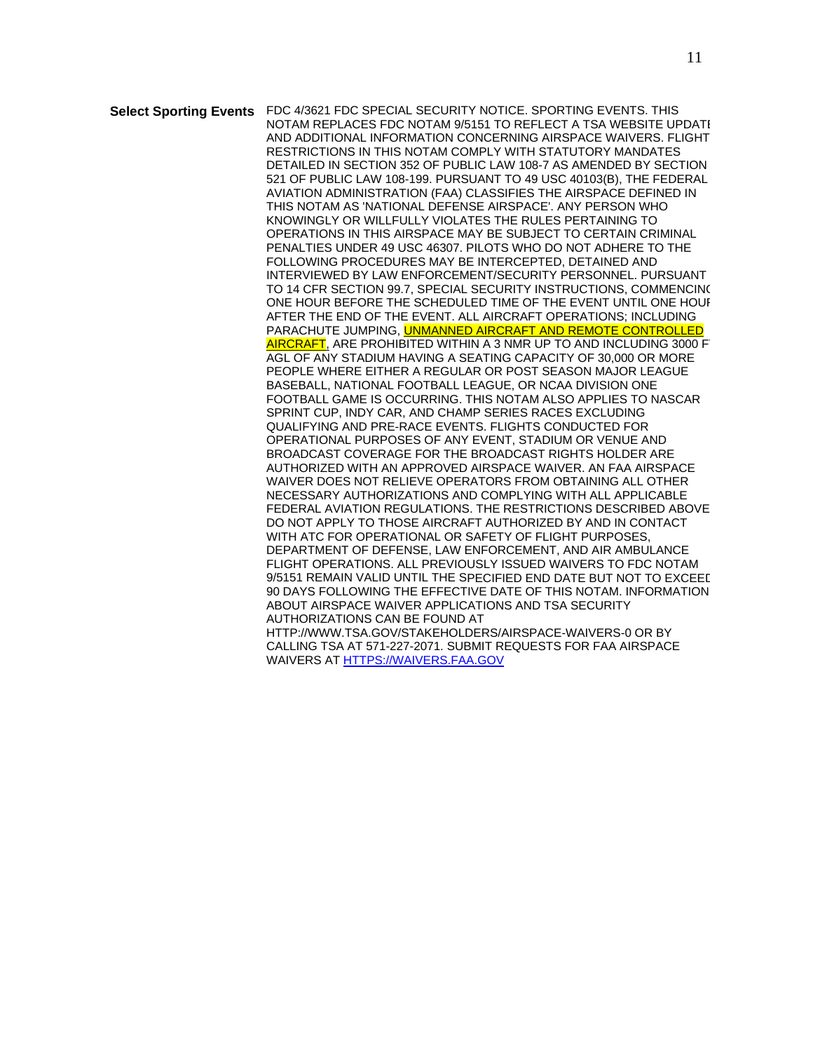| | |
|---|---|
| **Select Sporting Events** | FDC 4/3621 FDC SPECIAL SECURITY NOTICE. SPORTING EVENTS. THIS NOTAM REPLACES FDC NOTAM 9/5151 TO REFLECT A TSA WEBSITE UPDATE AND ADDITIONAL INFORMATION CONCERNING AIRSPACE WAIVERS. FLIGHT RESTRICTIONS IN THIS NOTAM COMPLY WITH STATUTORY MANDATES DETAILED IN SECTION 352 OF PUBLIC LAW 108-7 AS AMENDED BY SECTION 521 OF PUBLIC LAW 108-199. PURSUANT TO 49 USC 40103(B), THE FEDERAL AVIATION ADMINISTRATION (FAA) CLASSIFIES THE AIRSPACE DEFINED IN THIS NOTAM AS 'NATIONAL DEFENSE AIRSPACE'. ANY PERSON WHO KNOWINGLY OR WILLFULLY VIOLATES THE RULES PERTAINING TO OPERATIONS IN THIS AIRSPACE MAY BE SUBJECT TO CERTAIN CRIMINAL PENALTIES UNDER 49 USC 46307. PILOTS WHO DO NOT ADHERE TO THE FOLLOWING PROCEDURES MAY BE INTERCEPTED, DETAINED AND INTERVIEWED BY LAW ENFORCEMENT/SECURITY PERSONNEL. PURSUANT TO 14 CFR SECTION 99.7, SPECIAL SECURITY INSTRUCTIONS, COMMENCING ONE HOUR BEFORE THE SCHEDULED TIME OF THE EVENT UNTIL ONE HOUR AFTER THE END OF THE EVENT. ALL AIRCRAFT OPERATIONS; INCLUDING PARACHUTE JUMPING, UNMANNED AIRCRAFT AND REMOTE CONTROLLED AIRCRAFT, ARE PROHIBITED WITHIN A 3 NMR UP TO AND INCLUDING 3000 FT AGL OF ANY STADIUM HAVING A SEATING CAPACITY OF 30,000 OR MORE PEOPLE WHERE EITHER A REGULAR OR POST SEASON MAJOR LEAGUE BASEBALL, NATIONAL FOOTBALL LEAGUE, OR NCAA DIVISION ONE FOOTBALL GAME IS OCCURRING. THIS NOTAM ALSO APPLIES TO NASCAR SPRINT CUP, INDY CAR, AND CHAMP SERIES RACES EXCLUDING QUALIFYING AND PRE-RACE EVENTS. FLIGHTS CONDUCTED FOR OPERATIONAL PURPOSES OF ANY EVENT, STADIUM OR VENUE AND BROADCAST COVERAGE FOR THE BROADCAST RIGHTS HOLDER ARE AUTHORIZED WITH AN APPROVED AIRSPACE WAIVER. AN FAA AIRSPACE WAIVER DOES NOT RELIEVE OPERATORS FROM OBTAINING ALL OTHER NECESSARY AUTHORIZATIONS AND COMPLYING WITH ALL APPLICABLE FEDERAL AVIATION REGULATIONS. THE RESTRICTIONS DESCRIBED ABOVE DO NOT APPLY TO THOSE AIRCRAFT AUTHORIZED BY AND IN CONTACT WITH ATC FOR OPERATIONAL OR SAFETY OF FLIGHT PURPOSES, DEPARTMENT OF DEFENSE, LAW ENFORCEMENT, AND AIR AMBULANCE FLIGHT OPERATIONS. ALL PREVIOUSLY ISSUED WAIVERS TO FDC NOTAM 9/5151 REMAIN VALID UNTIL THE SPECIFIED END DATE BUT NOT TO EXCEED 90 DAYS FOLLOWING THE EFFECTIVE DATE OF THIS NOTAM. INFORMATION ABOUT AIRSPACE WAIVER APPLICATIONS AND TSA SECURITY AUTHORIZATIONS CAN BE FOUND AT HTTP://WWW.TSA.GOV/STAKEHOLDERS/AIRSPACE-WAIVERS-0 OR BY CALLING TSA AT 571-227-2071. SUBMIT REQUESTS FOR FAA AIRSPACE WAIVERS AT HTTPS://WAIVERS.FAA.GOV |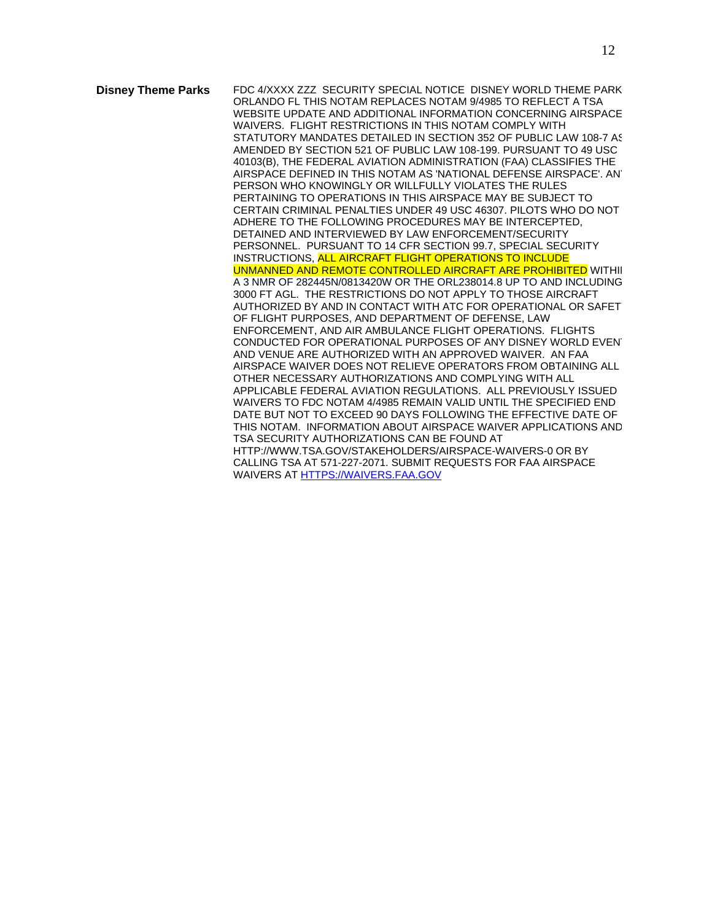**Disney Theme Parks**

FDC 4/XXXX ZZZ SECURITY SPECIAL NOTICE DISNEY WORLD THEME PARK ORLANDO FL THIS NOTAM REPLACES NOTAM 9/4985 TO REFLECT A TSA WEBSITE UPDATE AND ADDITIONAL INFORMATION CONCERNING AIRSPACE WAIVERS. FLIGHT RESTRICTIONS IN THIS NOTAM COMPLY WITH STATUTORY MANDATES DETAILED IN SECTION 352 OF PUBLIC LAW 108-7 AS AMENDED BY SECTION 521 OF PUBLIC LAW 108-199. PURSUANT TO 49 USC 40103(B), THE FEDERAL AVIATION ADMINISTRATION (FAA) CLASSIFIES THE AIRSPACE DEFINED IN THIS NOTAM AS 'NATIONAL DEFENSE AIRSPACE'. ANY PERSON WHO KNOWINGLY OR WILLFULLY VIOLATES THE RULES PERTAINING TO OPERATIONS IN THIS AIRSPACE MAY BE SUBJECT TO CERTAIN CRIMINAL PENALTIES UNDER 49 USC 46307. PILOTS WHO DO NOT ADHERE TO THE FOLLOWING PROCEDURES MAY BE INTERCEPTED, DETAINED AND INTERVIEWED BY LAW ENFORCEMENT/SECURITY PERSONNEL. PURSUANT TO 14 CFR SECTION 99.7, SPECIAL SECURITY INSTRUCTIONS, ALL AIRCRAFT FLIGHT OPERATIONS TO INCLUDE UNMANNED AND REMOTE CONTROLLED AIRCRAFT ARE PROHIBITED WITHIN A 3 NMR OF 282445N/0813420W OR THE ORL238014.8 UP TO AND INCLUDING 3000 FT AGL. THE RESTRICTIONS DO NOT APPLY TO THOSE AIRCRAFT AUTHORIZED BY AND IN CONTACT WITH ATC FOR OPERATIONAL OR SAFETY OF FLIGHT PURPOSES, AND DEPARTMENT OF DEFENSE, LAW ENFORCEMENT, AND AIR AMBULANCE FLIGHT OPERATIONS. FLIGHTS CONDUCTED FOR OPERATIONAL PURPOSES OF ANY DISNEY WORLD EVENT AND VENUE ARE AUTHORIZED WITH AN APPROVED WAIVER. AN FAA AIRSPACE WAIVER DOES NOT RELIEVE OPERATORS FROM OBTAINING ALL OTHER NECESSARY AUTHORIZATIONS AND COMPLYING WITH ALL APPLICABLE FEDERAL AVIATION REGULATIONS. ALL PREVIOUSLY ISSUED WAIVERS TO FDC NOTAM 4/4985 REMAIN VALID UNTIL THE SPECIFIED END DATE BUT NOT TO EXCEED 90 DAYS FOLLOWING THE EFFECTIVE DATE OF THIS NOTAM. INFORMATION ABOUT AIRSPACE WAIVER APPLICATIONS AND TSA SECURITY AUTHORIZATIONS CAN BE FOUND AT HTTP://WWW.TSA.GOV/STAKEHOLDERS/AIRSPACE-WAIVERS-0 OR BY CALLING TSA AT 571-227-2071. SUBMIT REQUESTS FOR FAA AIRSPACE WAIVERS AT HTTPS://WAIVERS.FAA.GOV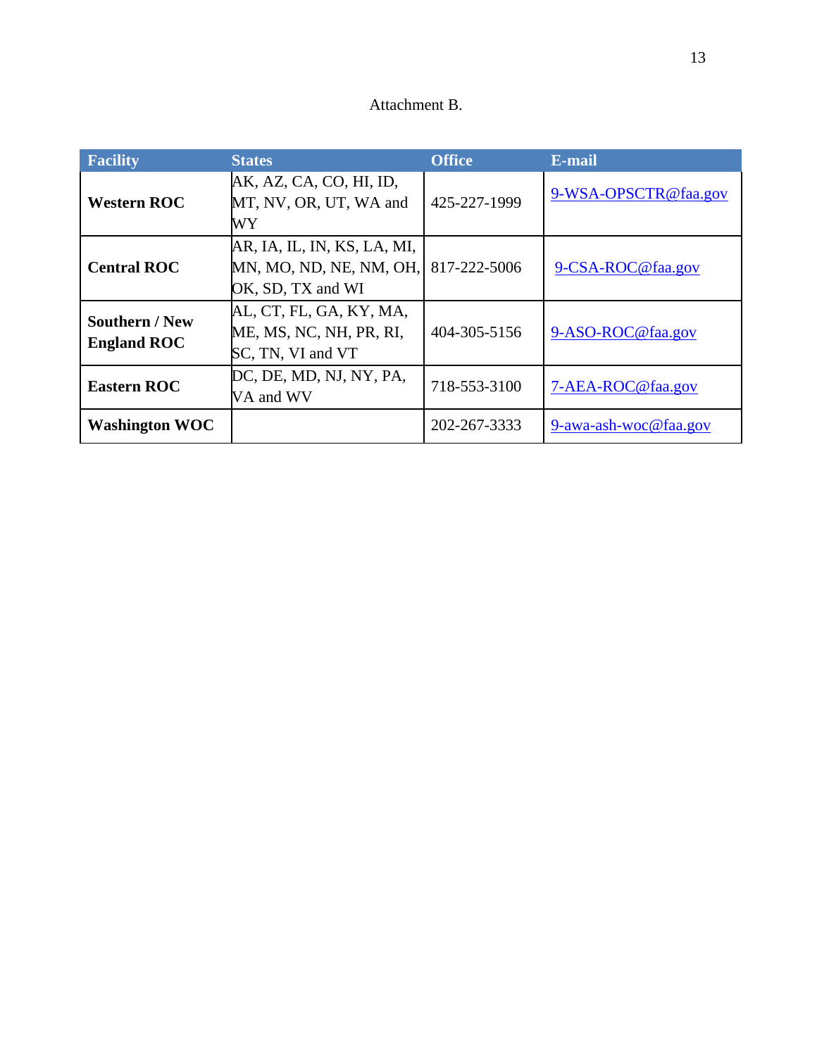Attachment B.

| Facility | States | Office | E-mail |
| --- | --- | --- | --- |
| **Western ROC** | AK, AZ, CA, CO, HI, ID, MT, NV, OR, UT, WA and WY | 425-227-1999 | 9-WSA-OPSCTR@faa.gov |
| **Central ROC** | AR, IA, IL, IN, KS, LA, MI, MN, MO, ND, NE, NM, OH, OK, SD, TX and WI | 817-222-5006 | 9-CSA-ROC@faa.gov |
| **Southern / New England ROC** | AL, CT, FL, GA, KY, MA, ME, MS, NC, NH, PR, RI, SC, TN, VI and VT | 404-305-5156 | 9-ASO-ROC@faa.gov |
| **Eastern ROC** | DC, DE, MD, NJ, NY, PA, VA and WV | 718-553-3100 | 7-AEA-ROC@faa.gov |
| **Washington WOC** | | 202-267-3333 | 9-awa-ash-woc@faa.gov |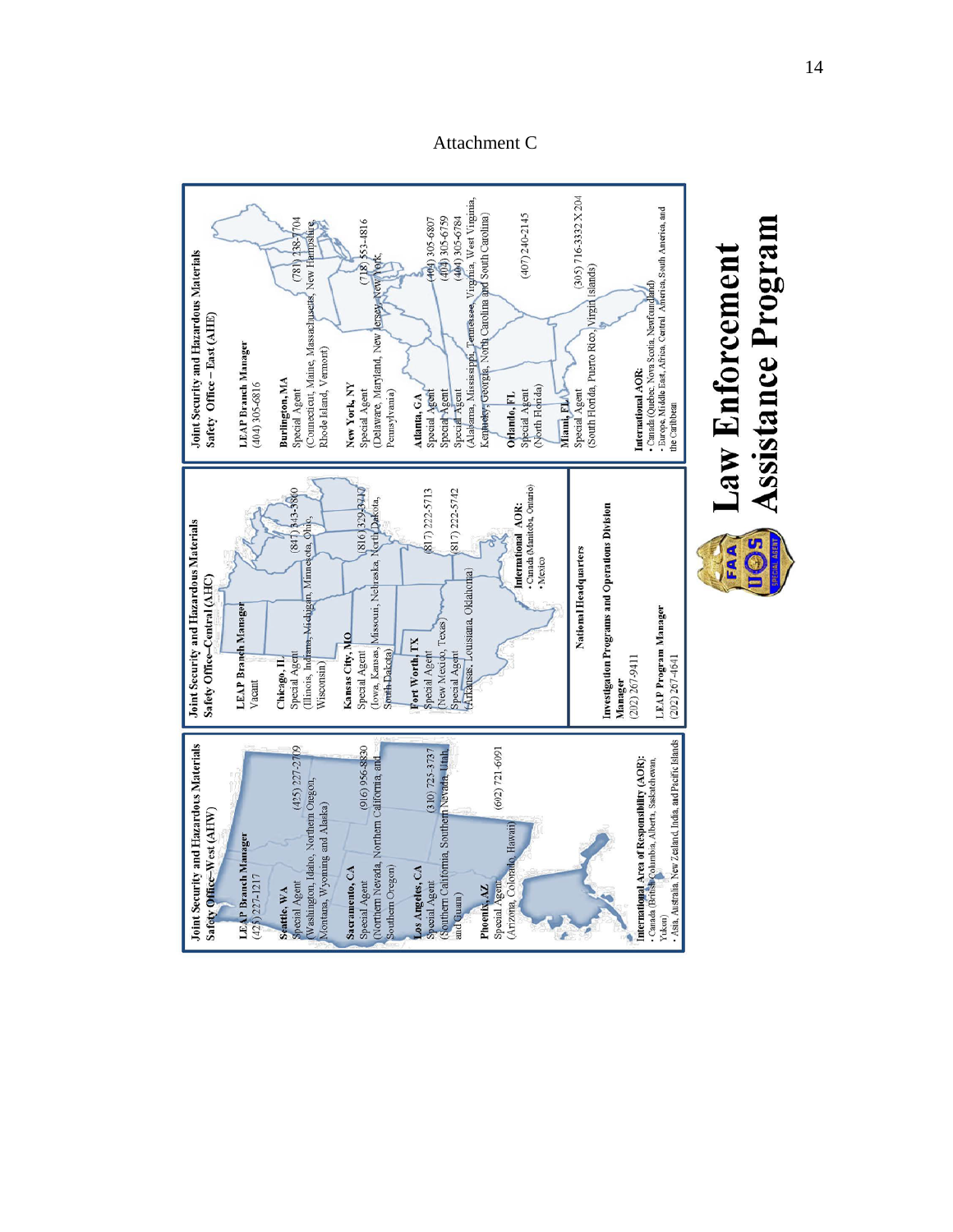Attachment C

## Joint Security and Hazardous Materials Safety Office–West (AHW)

**LEAP Branch Manager**
(425) 227-1217

**Seattle, WA**
Special Agent (425) 227-2709
(Washington, Idaho, Northern Oregon, Montana, Wyoming and Alaska)

**Sacramento, CA**
Special Agent (916) 956-8830
(Northern Nevada, Northern California, and Southern Oregon)

**Los Angeles, CA**
Special Agent (310) 725-3737
(Southern California, Southern Nevada, Utah, and Guam)

**Phoenix, AZ**
Special Agent (602) 721-6091
(Arizona, Colorado, Hawaii)

**International Area of Responsibility (AOR):**
- Canada (British Columbia, Alberta, Saskatchewan, Yukon)
- Asia, Australia, New Zealand, India, and Pacific Islands

## Joint Security and Hazardous Materials Safety Office–Central (AHC)

**LEAP Branch Manager**
Vacant

**Chicago, IL**
Special Agent (847) 343-3860
(Illinois, Indiana, Michigan, Minnesota, Ohio, Wisconsin)

**Kansas City, MO**
Special Agent (816) 329-3712
(Iowa, Kansas, Missouri, Nebraska, North Dakota, South Dakota)

**Fort Worth, TX**
Special Agent (817) 222-5713
(New Mexico, Texas)
Special Agent (817) 222-5742
(Arkansas, Louisiana, Oklahoma)

**International AOR:**
- Canada (Manitoba, Ontario)
- Mexico

## National Headquarters

**Investigation Programs and Operations Division Manager**
(202) 267-9411

**LEAP Program Manager**
(202) 267-4641

## Joint Security and Hazardous Materials Safety Office – East (AHE)

**LEAP Branch Manager**
(404) 305-6816

**Burlington, MA**
Special Agent (781) 238-7704
(Connecticut, Maine, Massachusetts, New Hampshire, Rhode Island, Vermont)

**New York, NY**
Special Agent (718) 553-4816
(Delaware, Maryland, New Jersey, New York, Pennsylvania)

**Atlanta, GA**
Special Agent (404) 305-6807
Special Agent (404) 305-6759
Special Agent (404) 305-6784
(Alabama, Mississippi, Tennessee, Virginia, West Virginia, Kentucky, Georgia, North Carolina and South Carolina)

**Orlando, FL**
Special Agent (407) 240-2145
(North Florida)

**Miami, FL**
Special Agent (305) 716-3332 X 204
(South Florida, Puerto Rico, Virgin Islands)

**International AOR:**
- Canada (Quebec, Nova Scotia, Newfoundland)
- Europe, Middle East, Africa, Central America, South America, and the Caribbean

# Law Enforcement Assistance Program